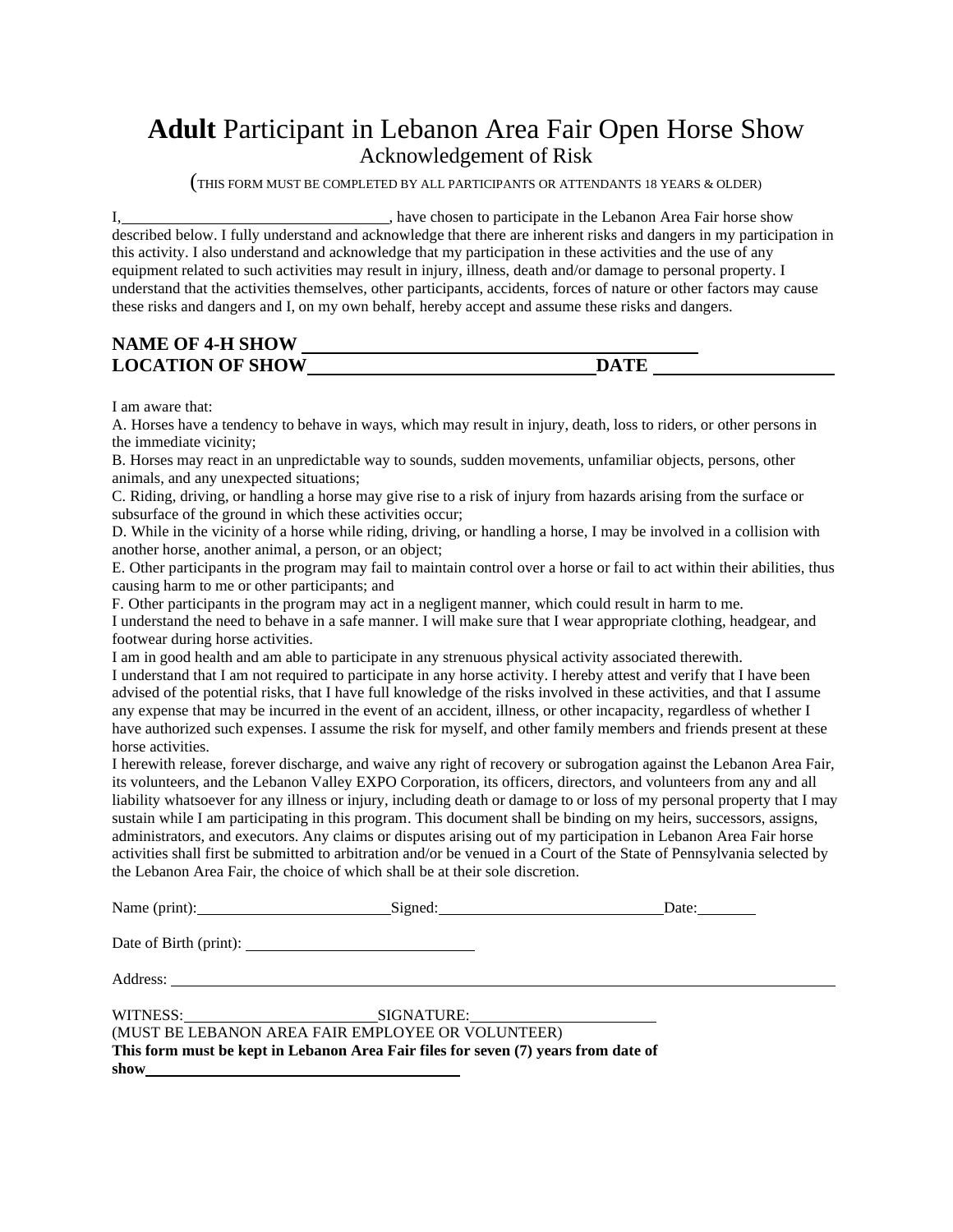# **Adult** Participant in Lebanon Area Fair Open Horse Show

## Acknowledgement of Risk

(THIS FORM MUST BE COMPLETED BY ALL PARTICIPANTS OR ATTENDANTS 18 YEARS & OLDER)

I,________________________________, have chosen to participate in the Lebanon Area Fair horse show described below. I fully understand and acknowledge that there are inherent risks and dangers in my participation in this activity. I also understand and acknowledge that my participation in these activities and the use of any equipment related to such activities may result in injury, illness, death and/or damage to personal property. I understand that the activities themselves, other participants, accidents, forces of nature or other factors may cause these risks and dangers and I, on my own behalf, hereby accept and assume these risks and dangers.

**NAME OF 4-H SHOW** ____________________________________________

**LOCATION OF SHOW**______________________________ **DATE** ____________________

I am aware that:

A. Horses have a tendency to behave in ways, which may result in injury, death, loss to riders, or other persons in the immediate vicinity;

B. Horses may react in an unpredictable way to sounds, sudden movements, unfamiliar objects, persons, other animals, and any unexpected situations;

C. Riding, driving, or handling a horse may give rise to a risk of injury from hazards arising from the surface or subsurface of the ground in which these activities occur;

D. While in the vicinity of a horse while riding, driving, or handling a horse, I may be involved in a collision with another horse, another animal, a person, or an object;

E. Other participants in the program may fail to maintain control over a horse or fail to act within their abilities, thus causing harm to me or other participants; and

F. Other participants in the program may act in a negligent manner, which could result in harm to me.

I understand the need to behave in a safe manner. I will make sure that I wear appropriate clothing, headgear, and footwear during horse activities.

I am in good health and am able to participate in any strenuous physical activity associated therewith.

I understand that I am not required to participate in any horse activity. I hereby attest and verify that I have been advised of the potential risks, that I have full knowledge of the risks involved in these activities, and that I assume any expense that may be incurred in the event of an accident, illness, or other incapacity, regardless of whether I have authorized such expenses. I assume the risk for myself, and other family members and friends present at these horse activities.

I herewith release, forever discharge, and waive any right of recovery or subrogation against the Lebanon Area Fair, its volunteers, and the Lebanon Valley EXPO Corporation, its officers, directors, and volunteers from any and all liability whatsoever for any illness or injury, including death or damage to or loss of my personal property that I may sustain while I am participating in this program. This document shall be binding on my heirs, successors, assigns, administrators, and executors. Any claims or disputes arising out of my participation in Lebanon Area Fair horse activities shall first be submitted to arbitration and/or be venued in a Court of the State of Pennsylvania selected by the Lebanon Area Fair, the choice of which shall be at their sole discretion.

Name (print):________________________Signed:____________________________Date:________

Date of Birth (print): ____________________________

Address: ______________________________________________________________________________

WITNESS:________________________SIGNATURE:_______________________

(MUST BE LEBANON AREA FAIR EMPLOYEE OR VOLUNTEER)

**This form must be kept in Lebanon Area Fair files for seven (7) years from date of show**________________________________________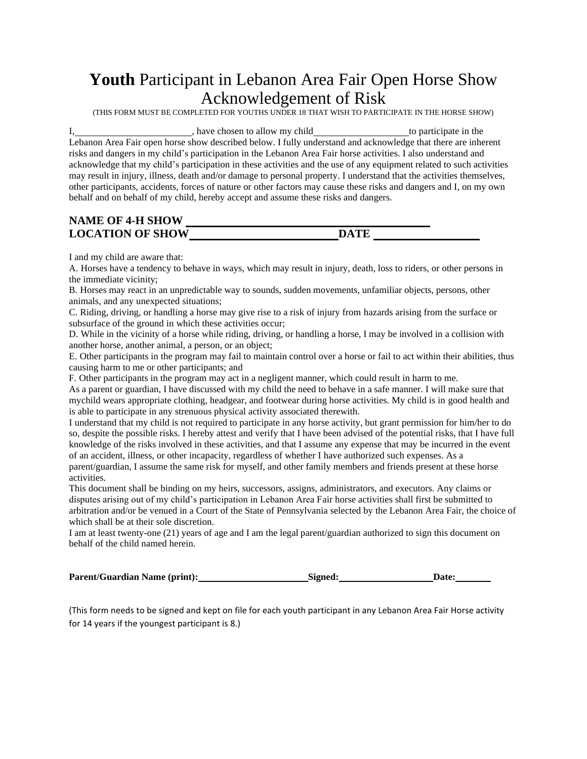# **Youth** Participant in Lebanon Area Fair Open Horse Show Acknowledgement of Risk

(THIS FORM MUST BE COMPLETED FOR YOUTHS UNDER 18 THAT WISH TO PARTICIPATE IN THE HORSE SHOW)

I,________________________, have chosen to allow my child___________________to participate in the Lebanon Area Fair open horse show described below. I fully understand and acknowledge that there are inherent risks and dangers in my child's participation in the Lebanon Area Fair horse activities. I also understand and acknowledge that my child's participation in these activities and the use of any equipment related to such activities may result in injury, illness, death and/or damage to personal property. I understand that the activities themselves, other participants, accidents, forces of nature or other factors may cause these risks and dangers and I, on my own behalf and on behalf of my child, hereby accept and assume these risks and dangers.

**NAME OF 4-H SHOW** ______________________________________________

**LOCATION OF SHOW**__________________________ **DATE** ___________________

I and my child are aware that:

A. Horses have a tendency to behave in ways, which may result in injury, death, loss to riders, or other persons in the immediate vicinity;

B. Horses may react in an unpredictable way to sounds, sudden movements, unfamiliar objects, persons, other animals, and any unexpected situations;

C. Riding, driving, or handling a horse may give rise to a risk of injury from hazards arising from the surface or subsurface of the ground in which these activities occur;

D. While in the vicinity of a horse while riding, driving, or handling a horse, I may be involved in a collision with another horse, another animal, a person, or an object;

E. Other participants in the program may fail to maintain control over a horse or fail to act within their abilities, thus causing harm to me or other participants; and

F. Other participants in the program may act in a negligent manner, which could result in harm to me.

As a parent or guardian, I have discussed with my child the need to behave in a safe manner. I will make sure that mychild wears appropriate clothing, headgear, and footwear during horse activities. My child is in good health and is able to participate in any strenuous physical activity associated therewith.

I understand that my child is not required to participate in any horse activity, but grant permission for him/her to do so, despite the possible risks. I hereby attest and verify that I have been advised of the potential risks, that I have full knowledge of the risks involved in these activities, and that I assume any expense that may be incurred in the event of an accident, illness, or other incapacity, regardless of whether I have authorized such expenses. As a parent/guardian, I assume the same risk for myself, and other family members and friends present at these horse activities.

This document shall be binding on my heirs, successors, assigns, administrators, and executors. Any claims or disputes arising out of my child's participation in Lebanon Area Fair horse activities shall first be submitted to arbitration and/or be venued in a Court of the State of Pennsylvania selected by the Lebanon Area Fair, the choice of which shall be at their sole discretion.

I am at least twenty-one (21) years of age and I am the legal parent/guardian authorized to sign this document on behalf of the child named herein.

**Parent/Guardian Name (print):**______________________ **Signed:**___________________ **Date:**_______

(This form needs to be signed and kept on file for each youth participant in any Lebanon Area Fair Horse activity for 14 years if the youngest participant is 8.)